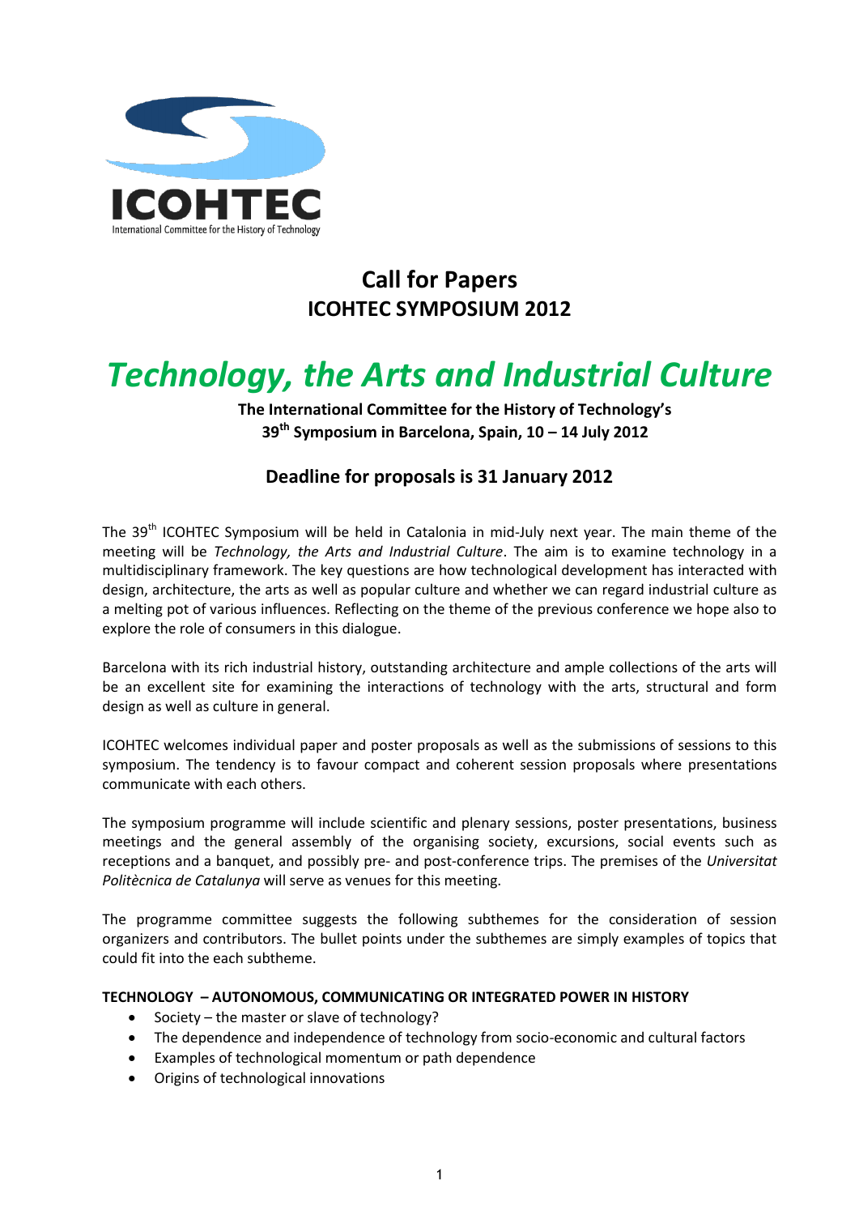ICOHTEC
International Committee for the History of Technology

## Call for Papers
## ICOHTEC SYMPOSIUM 2012

# *Technology, the Arts and Industrial Culture*

**The International Committee for the History of Technology's 39th Symposium in Barcelona, Spain, 10 – 14 July 2012**

### Deadline for proposals is 31 January 2012

The 39th ICOHTEC Symposium will be held in Catalonia in mid-July next year. The main theme of the meeting will be *Technology, the Arts and Industrial Culture*. The aim is to examine technology in a multidisciplinary framework. The key questions are how technological development has interacted with design, architecture, the arts as well as popular culture and whether we can regard industrial culture as a melting pot of various influences. Reflecting on the theme of the previous conference we hope also to explore the role of consumers in this dialogue.

Barcelona with its rich industrial history, outstanding architecture and ample collections of the arts will be an excellent site for examining the interactions of technology with the arts, structural and form design as well as culture in general.

ICOHTEC welcomes individual paper and poster proposals as well as the submissions of sessions to this symposium. The tendency is to favour compact and coherent session proposals where presentations communicate with each others.

The symposium programme will include scientific and plenary sessions, poster presentations, business meetings and the general assembly of the organising society, excursions, social events such as receptions and a banquet, and possibly pre- and post-conference trips. The premises of the *Universitat Politècnica de Catalunya* will serve as venues for this meeting.

The programme committee suggests the following subthemes for the consideration of session organizers and contributors. The bullet points under the subthemes are simply examples of topics that could fit into the each subtheme.

**TECHNOLOGY – AUTONOMOUS, COMMUNICATING OR INTEGRATED POWER IN HISTORY**

- Society – the master or slave of technology?
- The dependence and independence of technology from socio-economic and cultural factors
- Examples of technological momentum or path dependence
- Origins of technological innovations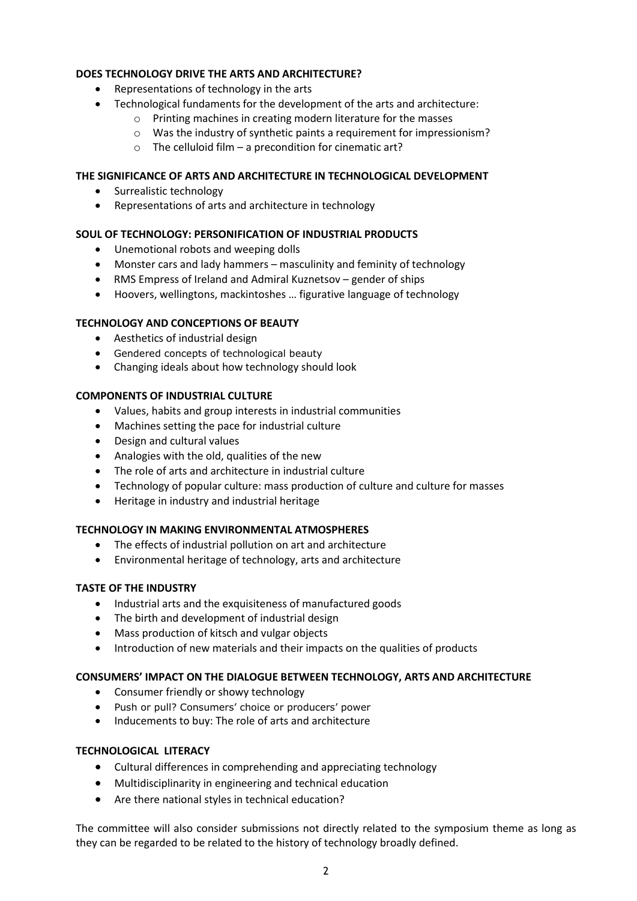**DOES TECHNOLOGY DRIVE THE ARTS AND ARCHITECTURE?**

- Representations of technology in the arts
- Technological fundaments for the development of the arts and architecture:
  - Printing machines in creating modern literature for the masses
  - Was the industry of synthetic paints a requirement for impressionism?
  - The celluloid film – a precondition for cinematic art?

**THE SIGNIFICANCE OF ARTS AND ARCHITECTURE IN TECHNOLOGICAL DEVELOPMENT**

- Surrealistic technology
- Representations of arts and architecture in technology

**SOUL OF TECHNOLOGY: PERSONIFICATION OF INDUSTRIAL PRODUCTS**

- Unemotional robots and weeping dolls
- Monster cars and lady hammers – masculinity and feminity of technology
- RMS Empress of Ireland and Admiral Kuznetsov – gender of ships
- Hoovers, wellingtons, mackintoshes … figurative language of technology

**TECHNOLOGY AND CONCEPTIONS OF BEAUTY**

- Aesthetics of industrial design
- Gendered concepts of technological beauty
- Changing ideals about how technology should look

**COMPONENTS OF INDUSTRIAL CULTURE**

- Values, habits and group interests in industrial communities
- Machines setting the pace for industrial culture
- Design and cultural values
- Analogies with the old, qualities of the new
- The role of arts and architecture in industrial culture
- Technology of popular culture: mass production of culture and culture for masses
- Heritage in industry and industrial heritage

**TECHNOLOGY IN MAKING ENVIRONMENTAL ATMOSPHERES**

- The effects of industrial pollution on art and architecture
- Environmental heritage of technology, arts and architecture

**TASTE OF THE INDUSTRY**

- Industrial arts and the exquisiteness of manufactured goods
- The birth and development of industrial design
- Mass production of kitsch and vulgar objects
- Introduction of new materials and their impacts on the qualities of products

**CONSUMERS' IMPACT ON THE DIALOGUE BETWEEN TECHNOLOGY, ARTS AND ARCHITECTURE**

- Consumer friendly or showy technology
- Push or pull? Consumers' choice or producers' power
- Inducements to buy: The role of arts and architecture

**TECHNOLOGICAL LITERACY**

- Cultural differences in comprehending and appreciating technology
- Multidisciplinarity in engineering and technical education
- Are there national styles in technical education?

The committee will also consider submissions not directly related to the symposium theme as long as they can be regarded to be related to the history of technology broadly defined.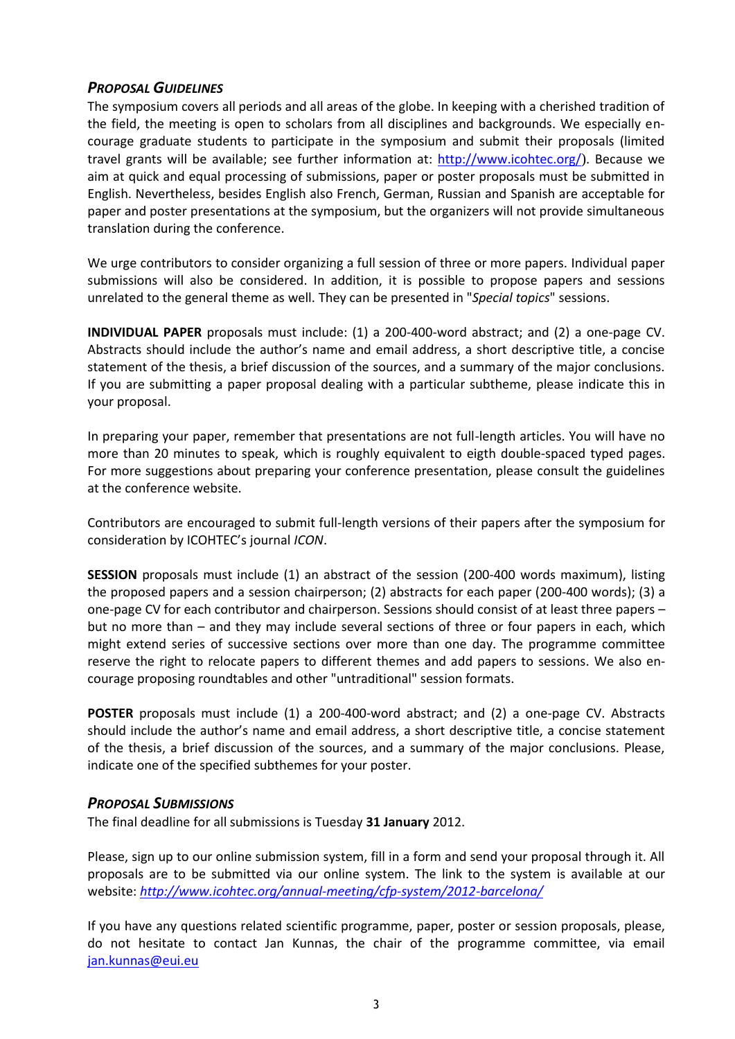## *Proposal Guidelines*

The symposium covers all periods and all areas of the globe. In keeping with a cherished tradition of the field, the meeting is open to scholars from all disciplines and backgrounds. We especially encourage graduate students to participate in the symposium and submit their proposals (limited travel grants will be available; see further information at: [http://www.icohtec.org/](http://www.icohtec.org/)). Because we aim at quick and equal processing of submissions, paper or poster proposals must be submitted in English. Nevertheless, besides English also French, German, Russian and Spanish are acceptable for paper and poster presentations at the symposium, but the organizers will not provide simultaneous translation during the conference.

We urge contributors to consider organizing a full session of three or more papers. Individual paper submissions will also be considered. In addition, it is possible to propose papers and sessions unrelated to the general theme as well. They can be presented in "*Special topics*" sessions.

**INDIVIDUAL PAPER** proposals must include: (1) a 200-400-word abstract; and (2) a one-page CV. Abstracts should include the author's name and email address, a short descriptive title, a concise statement of the thesis, a brief discussion of the sources, and a summary of the major conclusions. If you are submitting a paper proposal dealing with a particular subtheme, please indicate this in your proposal.

In preparing your paper, remember that presentations are not full-length articles. You will have no more than 20 minutes to speak, which is roughly equivalent to eigth double-spaced typed pages. For more suggestions about preparing your conference presentation, please consult the guidelines at the conference website.

Contributors are encouraged to submit full-length versions of their papers after the symposium for consideration by ICOHTEC's journal *ICON*.

**SESSION** proposals must include (1) an abstract of the session (200-400 words maximum), listing the proposed papers and a session chairperson; (2) abstracts for each paper (200-400 words); (3) a one-page CV for each contributor and chairperson. Sessions should consist of at least three papers – but no more than – and they may include several sections of three or four papers in each, which might extend series of successive sections over more than one day. The programme committee reserve the right to relocate papers to different themes and add papers to sessions. We also encourage proposing roundtables and other "untraditional" session formats.

**POSTER** proposals must include (1) a 200-400-word abstract; and (2) a one-page CV. Abstracts should include the author's name and email address, a short descriptive title, a concise statement of the thesis, a brief discussion of the sources, and a summary of the major conclusions. Please, indicate one of the specified subthemes for your poster.

## *Proposal Submissions*

The final deadline for all submissions is Tuesday **31 January** 2012.

Please, sign up to our online submission system, fill in a form and send your proposal through it. All proposals are to be submitted via our online system. The link to the system is available at our website: *[http://www.icohtec.org/annual-meeting/cfp-system/2012-barcelona/](http://www.icohtec.org/annual-meeting/cfp-system/2012-barcelona/)*

If you have any questions related scientific programme, paper, poster or session proposals, please, do not hesitate to contact Jan Kunnas, the chair of the programme committee, via email [jan.kunnas@eui.eu](mailto:jan.kunnas@eui.eu)